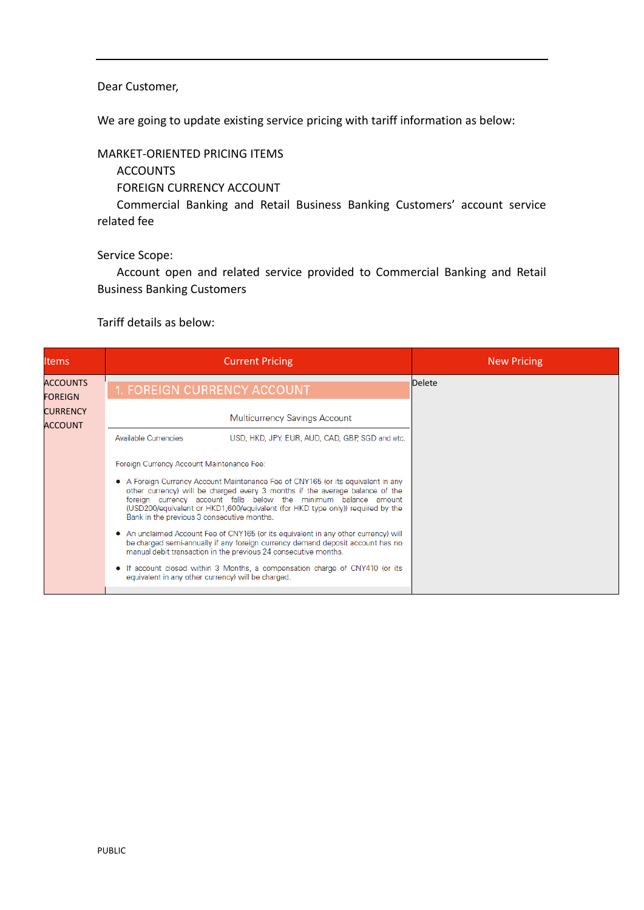Dear Customer,

We are going to update existing service pricing with tariff information as below:

MARKET-ORIENTED PRICING ITEMS
ACCOUNTS
FOREIGN CURRENCY ACCOUNT
Commercial Banking and Retail Business Banking Customers' account service related fee

Service Scope:
Account open and related service provided to Commercial Banking and Retail Business Banking Customers

Tariff details as below:

| Items | Current Pricing | New Pricing |
|---|---|---|
| ACCOUNTS FOREIGN CURRENCY ACCOUNT | **1. FOREIGN CURRENCY ACCOUNT**<br><br>Multicurrency Savings Account<br><br>Available Currencies: USD, HKD, JPY, EUR, AUD, CAD, GBP, SGD and etc.<br><br>Foreign Currency Account Maintenance Fee:<br>• A Foreign Currency Account Maintenance Fee of CNY165 (or its equivalent in any other currency) will be charged every 3 months if the average balance of the foreign currency account falls below the minimum balance amount (USD200/equivalent or HKD1,600/equivalent (for HKD type only)) required by the Bank in the previous 3 consecutive months.<br>• An unclaimed Account Fee of CNY165 (or its equivalent in any other currency) will be charged semi-annually if any foreign currency demand deposit account has no manual debit transaction in the previous 24 consecutive months.<br>• If account closed within 3 Months, a compensation charge of CNY410 (or its equivalent in any other currency) will be charged. | Delete |

PUBLIC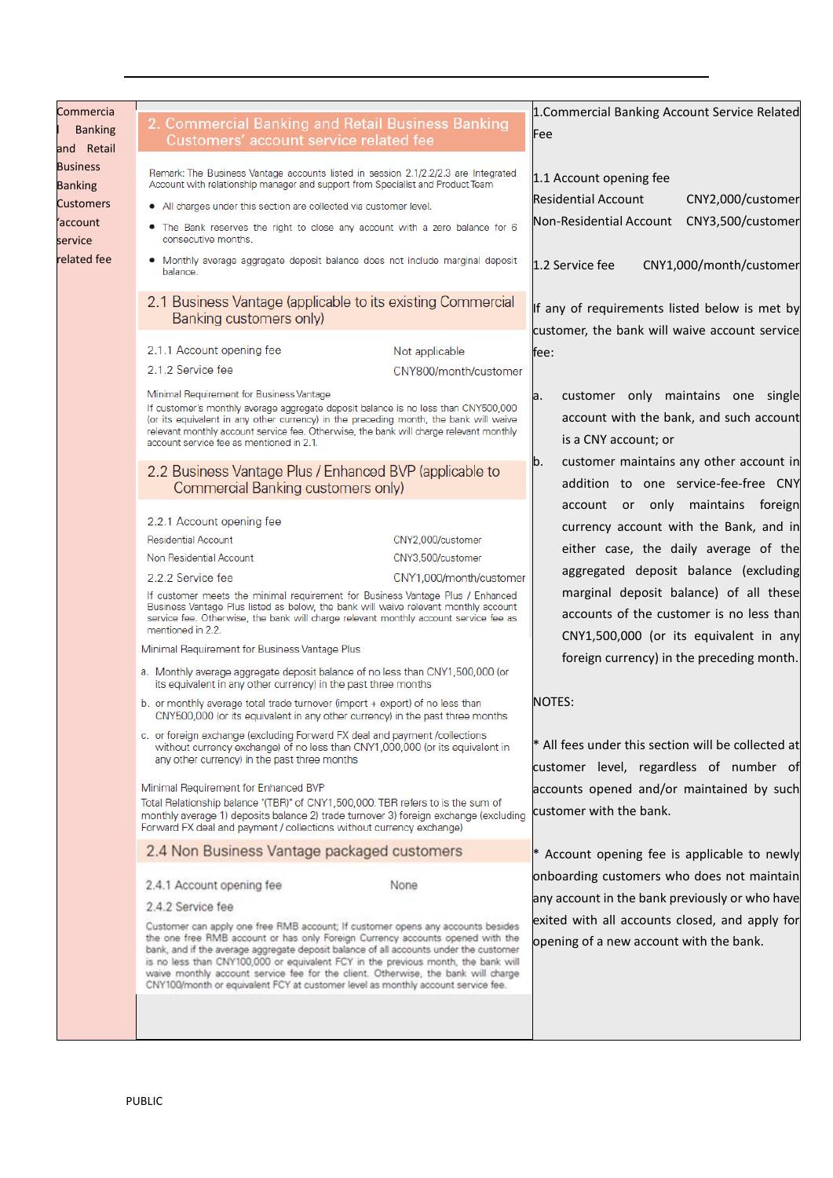| | | |
|---|---|---|
| Commercial Banking and Retail Business Banking Customers' account service related fee | **2. Commercial Banking and Retail Business Banking Customers' account service related fee**<br><br>Remark: The Business Vantage accounts listed in session 2.1/2.2/2.3 are Integrated Account with relationship manager and support from Specialist and Product Team<br><br>• All charges under this section are collected via customer level.<br>• The Bank reserves the right to close any account with a zero balance for 6 consecutive months.<br>• Monthly average aggregate deposit balance does not include marginal deposit balance.<br><br>**2.1 Business Vantage (applicable to its existing Commercial Banking customers only)**<br><br>2.1.1 Account opening fee Not applicable<br>2.1.2 Service fee CNY800/month/customer<br><br>Minimal Requirement for Business Vantage<br>If customer's monthly average aggregate deposit balance is no less than CNY500,000 (or its equivalent in any other currency) in the preceding month, the bank will waive relevant monthly account service fee. Otherwise, the bank will charge relevant monthly account service fee as mentioned in 2.1.<br><br>**2.2 Business Vantage Plus / Enhanced BVP (applicable to Commercial Banking customers only)**<br><br>2.2.1 Account opening fee<br>Residential Account CNY2,000/customer<br>Non Residential Account CNY3,500/customer<br>2.2.2 Service fee CNY1,000/month/customer<br><br>If customer meets the minimal requirement for Business Vantage Plus / Enhanced Business Vantage Plus listed as below, the bank will waive relevant monthly account service fee. Otherwise, the bank will charge relevant monthly account service fee as mentioned in 2.2.<br><br>Minimal Requirement for Business Vantage Plus<br>a. Monthly average aggregate deposit balance of no less than CNY1,500,000 (or its equivalent in any other currency) in the past three months<br>b. or monthly average total trade turnover (import + export) of no less than CNY500,000 (or its equivalent in any other currency) in the past three months<br>c. or foreign exchange (excluding Forward FX deal and payment /collections without currency exchange) of no less than CNY1,000,000 (or its equivalent in any other currency) in the past three months<br><br>Minimal Requirement for Enhanced BVP<br>Total Relationship balance "(TBR)" of CNY1,500,000. TBR refers to is the sum of monthly average 1) deposits balance 2) trade turnover 3) foreign exchange (excluding Forward FX deal and payment / collections without currency exchange)<br><br>**2.4 Non Business Vantage packaged customers**<br><br>2.4.1 Account opening fee None<br>2.4.2 Service fee<br><br>Customer can apply one free RMB account; If customer opens any accounts besides the one free RMB account or has only Foreign Currency accounts opened with the bank, and if the average aggregate deposit balance of all accounts under the customer is no less than CNY100,000 or equivalent FCY in the previous month, the bank will waive monthly account service fee for the client. Otherwise, the bank will charge CNY100/month or equivalent FCY at customer level as monthly account service fee. | 1.Commercial Banking Account Service Related Fee<br><br>1.1 Account opening fee<br>Residential Account CNY2,000/customer<br>Non-Residential Account CNY3,500/customer<br><br>1.2 Service fee CNY1,000/month/customer<br><br>If any of requirements listed below is met by customer, the bank will waive account service fee:<br><br>a. customer only maintains one single account with the bank, and such account is a CNY account; or<br>b. customer maintains any other account in addition to one service-fee-free CNY account or only maintains foreign currency account with the Bank, and in either case, the daily average of the aggregated deposit balance (excluding marginal deposit balance) of all these accounts of the customer is no less than CNY1,500,000 (or its equivalent in any foreign currency) in the preceding month.<br><br>NOTES:<br><br>* All fees under this section will be collected at customer level, regardless of number of accounts opened and/or maintained by such customer with the bank.<br><br>* Account opening fee is applicable to newly onboarding customers who does not maintain any account in the bank previously or who have exited with all accounts closed, and apply for opening of a new account with the bank. |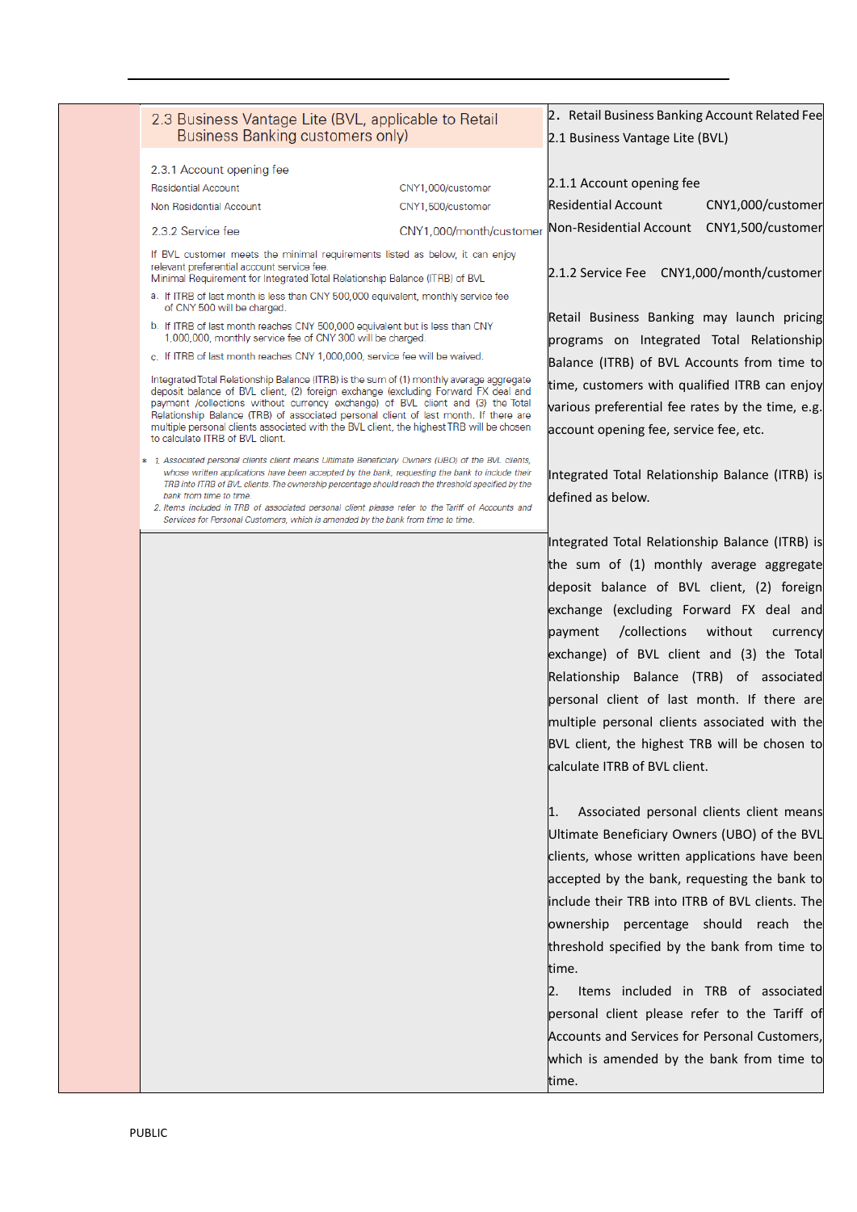| | | |
|---|---|---|
| | **2.3 Business Vantage Lite (BVL, applicable to Retail Business Banking customers only)**<br><br>2.3.1 Account opening fee<br>Residential Account CNY1,000/customer<br>Non Residential Account CNY1,500/customer<br><br>2.3.2 Service fee CNY1,000/month/customer<br><br>If BVL customer meets the minimal requirements listed as below, it can enjoy relevant preferential account service fee.<br>Minimal Requirement for Integrated Total Relationship Balance (ITRB) of BVL<br>a. If ITRB of last month is less than CNY 500,000 equivalent, monthly service fee of CNY 500 will be charged.<br>b. If ITRB of last month reaches CNY 500,000 equivalent but is less than CNY 1,000,000, monthly service fee of CNY 300 will be charged.<br>c. If ITRB of last month reaches CNY 1,000,000, service fee will be waived.<br><br>Integrated Total Relationship Balance (ITRB) is the sum of (1) monthly average aggregate deposit balance of BVL client, (2) foreign exchange (excluding Forward FX deal and payment /collections without currency exchange) of BVL client and (3) the Total Relationship Balance (TRB) of associated personal client of last month. If there are multiple personal clients associated with the BVL client, the highest TRB will be chosen to calculate ITRB of BVL client.<br><br>* 1. *Associated personal clients client means Ultimate Beneficiary Owners (UBO) of the BVL clients, whose written applications have been accepted by the bank, requesting the bank to include their TRB into ITRB of BVL clients. The ownership percentage should reach the threshold specified by the bank from time to time.*<br>2. *Items included in TRB of associated personal client please refer to the Tariff of Accounts and Services for Personal Customers, which is amended by the bank from time to time.* | **2. Retail Business Banking Account Related Fee**<br><br>**2.1 Business Vantage Lite (BVL)**<br><br>2.1.1 Account opening fee<br>Residential Account CNY1,000/customer<br>Non-Residential Account CNY1,500/customer<br><br>2.1.2 Service Fee CNY1,000/month/customer<br><br>Retail Business Banking may launch pricing programs on Integrated Total Relationship Balance (ITRB) of BVL Accounts from time to time, customers with qualified ITRB can enjoy various preferential fee rates by the time, e.g. account opening fee, service fee, etc.<br><br>Integrated Total Relationship Balance (ITRB) is defined as below.<br><br>Integrated Total Relationship Balance (ITRB) is the sum of (1) monthly average aggregate deposit balance of BVL client, (2) foreign exchange (excluding Forward FX deal and payment /collections without currency exchange) of BVL client and (3) the Total Relationship Balance (TRB) of associated personal client of last month. If there are multiple personal clients associated with the BVL client, the highest TRB will be chosen to calculate ITRB of BVL client.<br><br>1. Associated personal clients client means Ultimate Beneficiary Owners (UBO) of the BVL clients, whose written applications have been accepted by the bank, requesting the bank to include their TRB into ITRB of BVL clients. The ownership percentage should reach the threshold specified by the bank from time to time.<br>2. Items included in TRB of associated personal client please refer to the Tariff of Accounts and Services for Personal Customers, which is amended by the bank from time to time. |

PUBLIC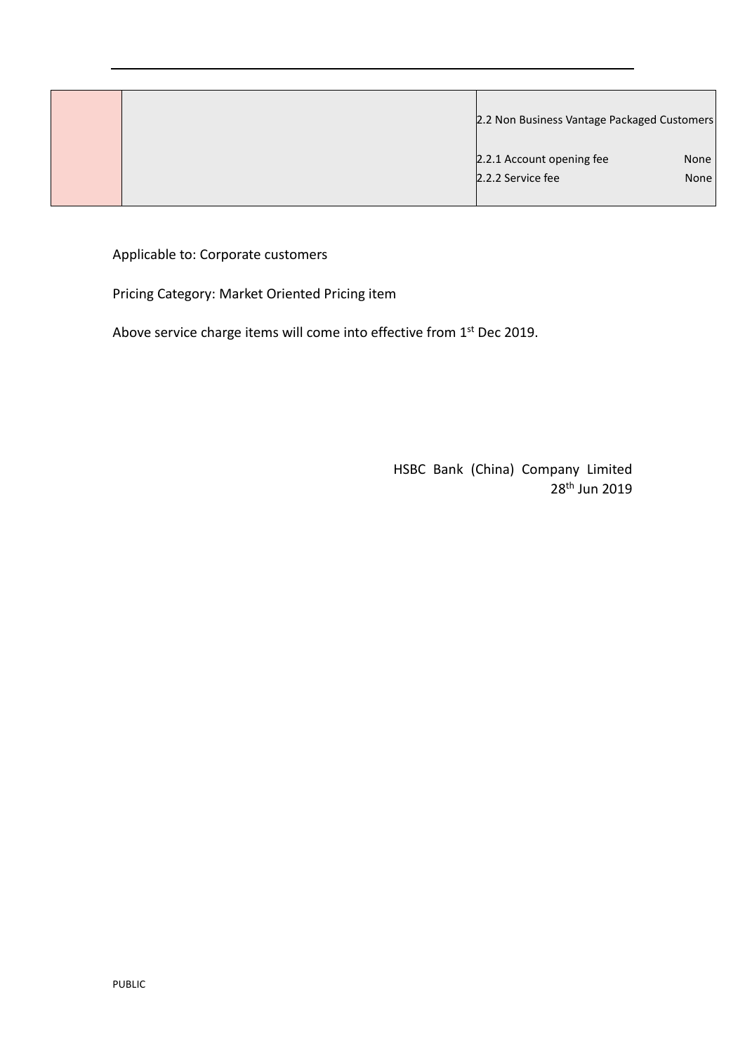| | | |
|---|---|---|
| | | 2.2 Non Business Vantage Packaged Customers<br><br>2.2.1 Account opening fee None<br>2.2.2 Service fee None |

Applicable to: Corporate customers

Pricing Category: Market Oriented Pricing item

Above service charge items will come into effective from 1st Dec 2019.

HSBC Bank (China) Company Limited
28th Jun 2019

PUBLIC